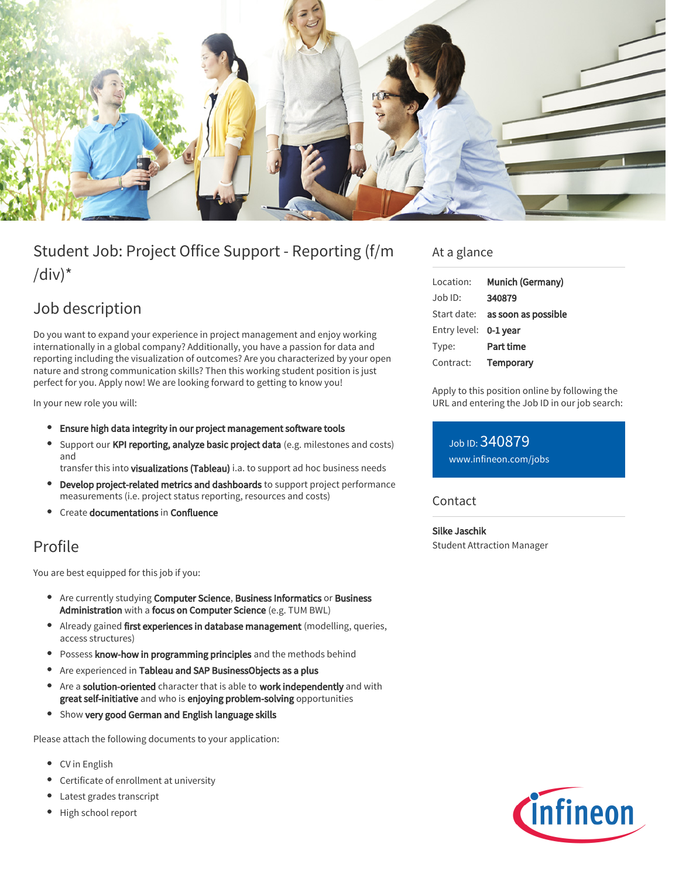# Student Job: Project Office Support - Reporting (f/m /div)*

## Job description

Do you want to expand your experience in project management and enjoy working internationally in a global company? Additionally, you have a passion for data and reporting including the visualization of outcomes? Are you characterized by your open nature and strong communication skills? Then this working student position is just perfect for you. Apply now! We are looking forward to getting to know you!

In your new role you will:

- **Ensure high data integrity in our project management software tools**
- Support our **KPI reporting, analyze basic project data** (e.g. milestones and costs) and transfer this into **visualizations (Tableau)** i.a. to support ad hoc business needs
- **Develop project-related metrics and dashboards** to support project performance measurements (i.e. project status reporting, resources and costs)
- Create **documentations** in **Confluence**

## Profile

You are best equipped for this job if you:

- Are currently studying **Computer Science**, **Business Informatics** or **Business Administration** with a **focus on Computer Science** (e.g. TUM BWL)
- Already gained **first experiences in database management** (modelling, queries, access structures)
- Possess **know-how in programming principles** and the methods behind
- Are experienced in **Tableau and SAP BusinessObjects as a plus**
- Are a **solution-oriented** character that is able to **work independently** and with **great self-initiative** and who is **enjoying problem-solving** opportunities
- Show **very good German and English language skills**

Please attach the following documents to your application:

- CV in English
- Certificate of enrollment at university
- Latest grades transcript
- High school report

## At a glance

| | |
|---|---|
| Location: | **Munich (Germany)** |
| Job ID: | **340879** |
| Start date: | **as soon as possible** |
| Entry level: | **0-1 year** |
| Type: | **Part time** |
| Contract: | **Temporary** |

Apply to this position online by following the URL and entering the Job ID in our job search:

Job ID: 340879
www.infineon.com/jobs

## Contact

**Silke Jaschik**
Student Attraction Manager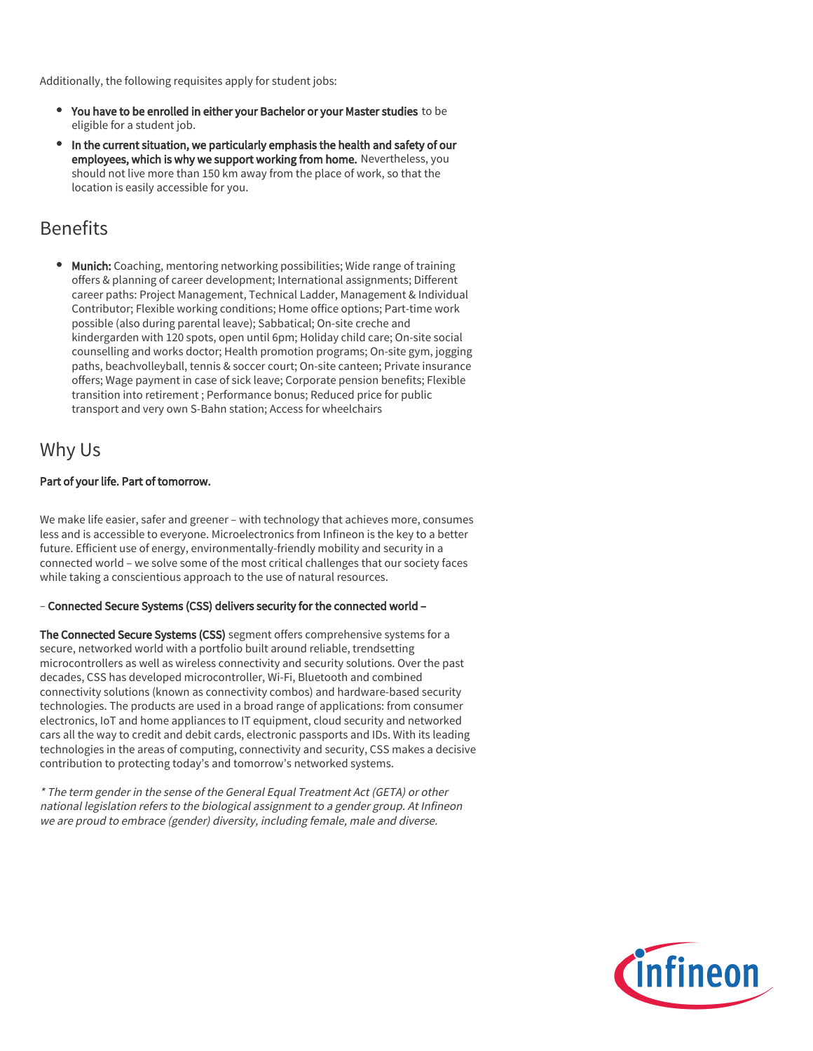Additionally, the following requisites apply for student jobs:

- **You have to be enrolled in either your Bachelor or your Master studies** to be eligible for a student job.
- **In the current situation, we particularly emphasis the health and safety of our employees, which is why we support working from home.** Nevertheless, you should not live more than 150 km away from the place of work, so that the location is easily accessible for you.

## Benefits

- **Munich:** Coaching, mentoring networking possibilities; Wide range of training offers & planning of career development; International assignments; Different career paths: Project Management, Technical Ladder, Management & Individual Contributor; Flexible working conditions; Home office options; Part-time work possible (also during parental leave); Sabbatical; On-site creche and kindergarden with 120 spots, open until 6pm; Holiday child care; On-site social counselling and works doctor; Health promotion programs; On-site gym, jogging paths, beachvolleyball, tennis & soccer court; On-site canteen; Private insurance offers; Wage payment in case of sick leave; Corporate pension benefits; Flexible transition into retirement ; Performance bonus; Reduced price for public transport and very own S-Bahn station; Access for wheelchairs

## Why Us

**Part of your life. Part of tomorrow.**

We make life easier, safer and greener – with technology that achieves more, consumes less and is accessible to everyone. Microelectronics from Infineon is the key to a better future. Efficient use of energy, environmentally-friendly mobility and security in a connected world – we solve some of the most critical challenges that our society faces while taking a conscientious approach to the use of natural resources.

– **Connected Secure Systems (CSS) delivers security for the connected world –**

**The Connected Secure Systems (CSS)** segment offers comprehensive systems for a secure, networked world with a portfolio built around reliable, trendsetting microcontrollers as well as wireless connectivity and security solutions. Over the past decades, CSS has developed microcontroller, Wi-Fi, Bluetooth and combined connectivity solutions (known as connectivity combos) and hardware-based security technologies. The products are used in a broad range of applications: from consumer electronics, IoT and home appliances to IT equipment, cloud security and networked cars all the way to credit and debit cards, electronic passports and IDs. With its leading technologies in the areas of computing, connectivity and security, CSS makes a decisive contribution to protecting today's and tomorrow's networked systems.

*\* The term gender in the sense of the General Equal Treatment Act (GETA) or other national legislation refers to the biological assignment to a gender group. At Infineon we are proud to embrace (gender) diversity, including female, male and diverse.*